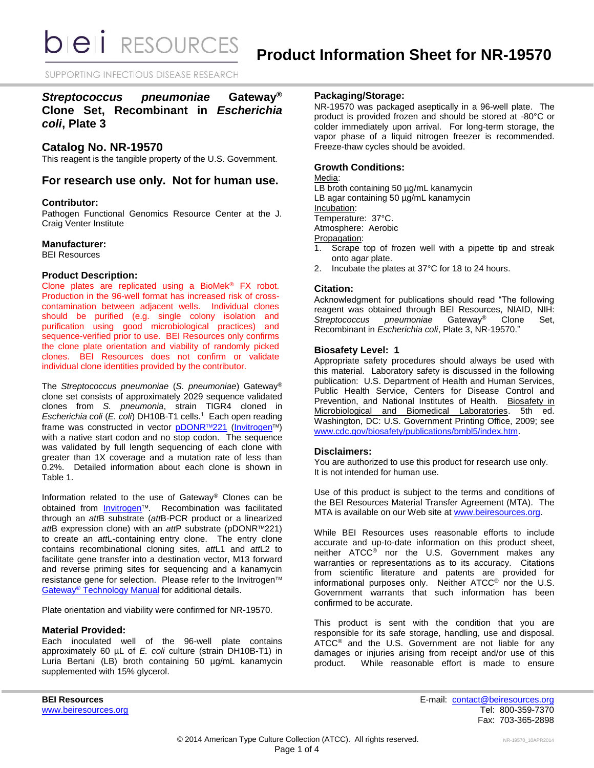# Product Information Sheet for NR-19570

SUPPORTING INFECTIOUS DISEASE RESEARCH

## *Streptococcus pneumoniae* Gateway® Clone Set, Recombinant in *Escherichia coli*, Plate 3

## Catalog No. NR-19570

This reagent is the tangible property of the U.S. Government.

## For research use only. Not for human use.

### Contributor:

Pathogen Functional Genomics Resource Center at the J. Craig Venter Institute

### Manufacturer:

BEI Resources

### Product Description:

Clone plates are replicated using a BioMek® FX robot. Production in the 96-well format has increased risk of cross-contamination between adjacent wells. Individual clones should be purified (e.g. single colony isolation and purification using good microbiological practices) and sequence-verified prior to use. BEI Resources only confirms the clone plate orientation and viability of randomly picked clones. BEI Resources does not confirm or validate individual clone identities provided by the contributor.

The *Streptococcus pneumoniae* (*S. pneumoniae*) Gateway® clone set consists of approximately 2029 sequence validated clones from *S. pneumonia*, strain TIGR4 cloned in *Escherichia coli* (*E. coli*) DH10B-T1 cells.[1] Each open reading frame was constructed in vector pDONR™221 (Invitrogen™) with a native start codon and no stop codon. The sequence was validated by full length sequencing of each clone with greater than 1X coverage and a mutation rate of less than 0.2%. Detailed information about each clone is shown in Table 1.

Information related to the use of Gateway® Clones can be obtained from Invitrogen™. Recombination was facilitated through an *att*B substrate (*att*B-PCR product or a linearized *att*B expression clone) with an *att*P substrate (pDONR™221) to create an *att*L-containing entry clone. The entry clone contains recombinational cloning sites, *att*L1 and *att*L2 to facilitate gene transfer into a destination vector, M13 forward and reverse priming sites for sequencing and a kanamycin resistance gene for selection. Please refer to the Invitrogen™ Gateway® Technology Manual for additional details.

Plate orientation and viability were confirmed for NR-19570.

### Material Provided:

Each inoculated well of the 96-well plate contains approximately 60 µL of *E. coli* culture (strain DH10B-T1) in Luria Bertani (LB) broth containing 50 µg/mL kanamycin supplemented with 15% glycerol.

### Packaging/Storage:

NR-19570 was packaged aseptically in a 96-well plate. The product is provided frozen and should be stored at -80°C or colder immediately upon arrival. For long-term storage, the vapor phase of a liquid nitrogen freezer is recommended. Freeze-thaw cycles should be avoided.

### Growth Conditions:

Media:
LB broth containing 50 µg/mL kanamycin
LB agar containing 50 µg/mL kanamycin

Incubation:
Temperature: 37°C.
Atmosphere: Aerobic

Propagation:

1. Scrape top of frozen well with a pipette tip and streak onto agar plate.
2. Incubate the plates at 37°C for 18 to 24 hours.

### Citation:

Acknowledgment for publications should read "The following reagent was obtained through BEI Resources, NIAID, NIH: *Streptococcus pneumoniae* Gateway® Clone Set, Recombinant in *Escherichia coli*, Plate 3, NR-19570."

### Biosafety Level: 1

Appropriate safety procedures should always be used with this material. Laboratory safety is discussed in the following publication: U.S. Department of Health and Human Services, Public Health Service, Centers for Disease Control and Prevention, and National Institutes of Health. Biosafety in Microbiological and Biomedical Laboratories. 5th ed. Washington, DC: U.S. Government Printing Office, 2009; see www.cdc.gov/biosafety/publications/bmbl5/index.htm.

### Disclaimers:

You are authorized to use this product for research use only. It is not intended for human use.

Use of this product is subject to the terms and conditions of the BEI Resources Material Transfer Agreement (MTA). The MTA is available on our Web site at www.beiresources.org.

While BEI Resources uses reasonable efforts to include accurate and up-to-date information on this product sheet, neither ATCC® nor the U.S. Government makes any warranties or representations as to its accuracy. Citations from scientific literature and patents are provided for informational purposes only. Neither ATCC® nor the U.S. Government warrants that such information has been confirmed to be accurate.

This product is sent with the condition that you are responsible for its safe storage, handling, use and disposal. ATCC® and the U.S. Government are not liable for any damages or injuries arising from receipt and/or use of this product. While reasonable effort is made to ensure

**BEI Resources**
www.beiresources.org

E-mail: contact@beiresources.org
Tel: 800-359-7370
Fax: 703-365-2898

© 2014 American Type Culture Collection (ATCC). All rights reserved.

NR-19570_10APR2014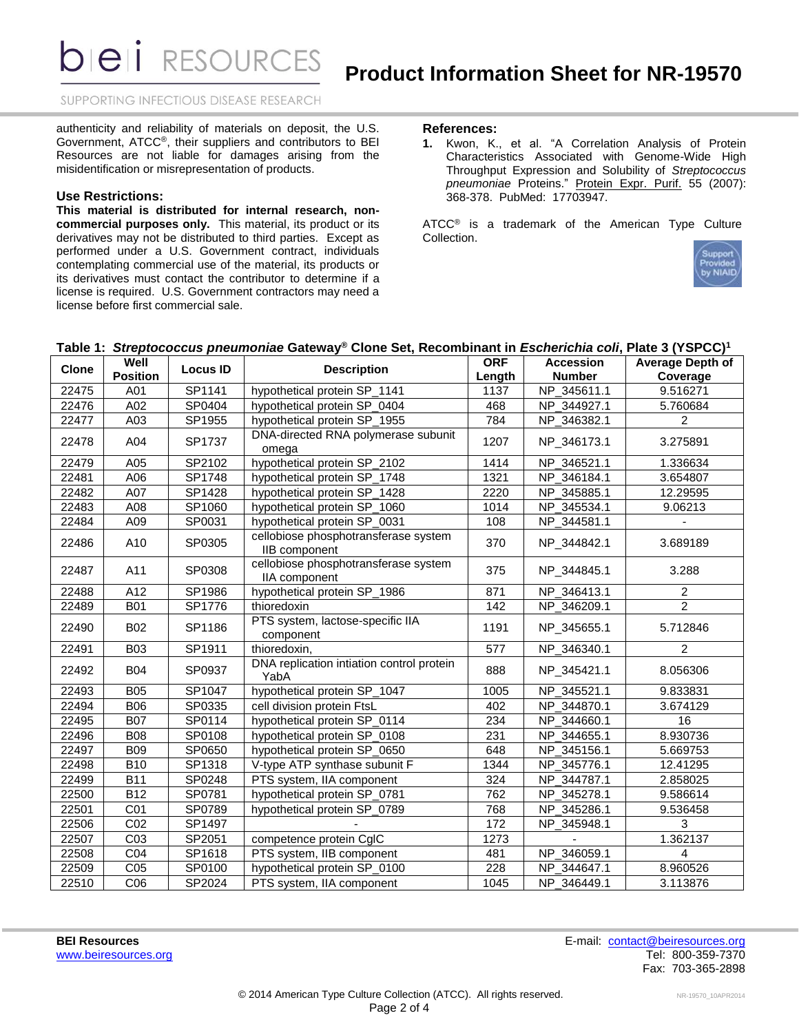authenticity and reliability of materials on deposit, the U.S. Government, ATCC®, their suppliers and contributors to BEI Resources are not liable for damages arising from the misidentification or misrepresentation of products.

### Use Restrictions:

**This material is distributed for internal research, non-commercial purposes only.** This material, its product or its derivatives may not be distributed to third parties. Except as performed under a U.S. Government contract, individuals contemplating commercial use of the material, its products or its derivatives must contact the contributor to determine if a license is required. U.S. Government contractors may need a license before first commercial sale.

### References:

1. Kwon, K., et al. "A Correlation Analysis of Protein Characteristics Associated with Genome-Wide High Throughput Expression and Solubility of *Streptococcus pneumoniae* Proteins." Protein Expr. Purif. 55 (2007): 368-378. PubMed: 17703947.

ATCC® is a trademark of the American Type Culture Collection.

**Table 1: *Streptococcus pneumoniae* Gateway® Clone Set, Recombinant in *Escherichia coli*, Plate 3 (YSPCC)[1]**

| Clone | Well Position | Locus ID | Description | ORF Length | Accession Number | Average Depth of Coverage |
|---|---|---|---|---|---|---|
| 22475 | A01 | SP1141 | hypothetical protein SP_1141 | 1137 | NP_345611.1 | 9.516271 |
| 22476 | A02 | SP0404 | hypothetical protein SP_0404 | 468 | NP_344927.1 | 5.760684 |
| 22477 | A03 | SP1955 | hypothetical protein SP_1955 | 784 | NP_346382.1 | 2 |
| 22478 | A04 | SP1737 | DNA-directed RNA polymerase subunit omega | 1207 | NP_346173.1 | 3.275891 |
| 22479 | A05 | SP2102 | hypothetical protein SP_2102 | 1414 | NP_346521.1 | 1.336634 |
| 22481 | A06 | SP1748 | hypothetical protein SP_1748 | 1321 | NP_346184.1 | 3.654807 |
| 22482 | A07 | SP1428 | hypothetical protein SP_1428 | 2220 | NP_345885.1 | 12.29595 |
| 22483 | A08 | SP1060 | hypothetical protein SP_1060 | 1014 | NP_345534.1 | 9.06213 |
| 22484 | A09 | SP0031 | hypothetical protein SP_0031 | 108 | NP_344581.1 | - |
| 22486 | A10 | SP0305 | cellobiose phosphotransferase system IIB component | 370 | NP_344842.1 | 3.689189 |
| 22487 | A11 | SP0308 | cellobiose phosphotransferase system IIA component | 375 | NP_344845.1 | 3.288 |
| 22488 | A12 | SP1986 | hypothetical protein SP_1986 | 871 | NP_346413.1 | 2 |
| 22489 | B01 | SP1776 | thioredoxin | 142 | NP_346209.1 | 2 |
| 22490 | B02 | SP1186 | PTS system, lactose-specific IIA component | 1191 | NP_345655.1 | 5.712846 |
| 22491 | B03 | SP1911 | thioredoxin, | 577 | NP_346340.1 | 2 |
| 22492 | B04 | SP0937 | DNA replication intiation control protein YabA | 888 | NP_345421.1 | 8.056306 |
| 22493 | B05 | SP1047 | hypothetical protein SP_1047 | 1005 | NP_345521.1 | 9.833831 |
| 22494 | B06 | SP0335 | cell division protein FtsL | 402 | NP_344870.1 | 3.674129 |
| 22495 | B07 | SP0114 | hypothetical protein SP_0114 | 234 | NP_344660.1 | 16 |
| 22496 | B08 | SP0108 | hypothetical protein SP_0108 | 231 | NP_344655.1 | 8.930736 |
| 22497 | B09 | SP0650 | hypothetical protein SP_0650 | 648 | NP_345156.1 | 5.669753 |
| 22498 | B10 | SP1318 | V-type ATP synthase subunit F | 1344 | NP_345776.1 | 12.41295 |
| 22499 | B11 | SP0248 | PTS system, IIA component | 324 | NP_344787.1 | 2.858025 |
| 22500 | B12 | SP0781 | hypothetical protein SP_0781 | 762 | NP_345278.1 | 9.586614 |
| 22501 | C01 | SP0789 | hypothetical protein SP_0789 | 768 | NP_345286.1 | 9.536458 |
| 22506 | C02 | SP1497 | - | 172 | NP_345948.1 | 3 |
| 22507 | C03 | SP2051 | competence protein CglC | 1273 | - | 1.362137 |
| 22508 | C04 | SP1618 | PTS system, IIB component | 481 | NP_346059.1 | 4 |
| 22509 | C05 | SP0100 | hypothetical protein SP_0100 | 228 | NP_344647.1 | 8.960526 |
| 22510 | C06 | SP2024 | PTS system, IIA component | 1045 | NP_346449.1 | 3.113876 |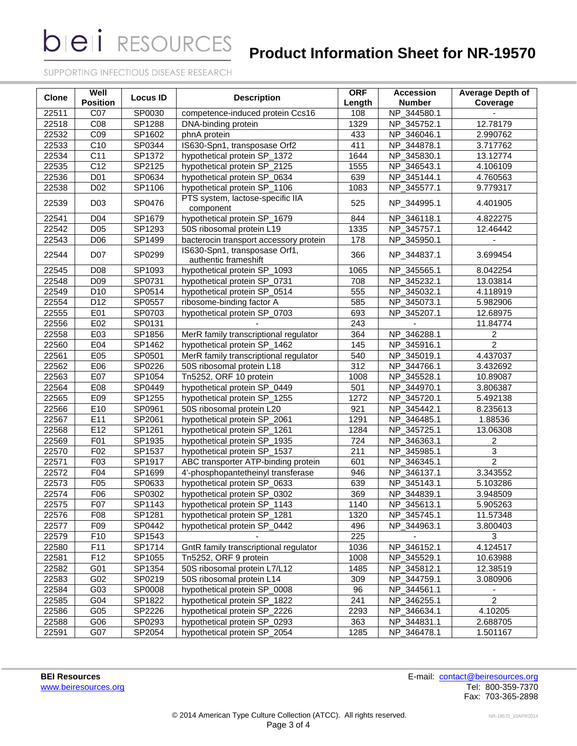| Clone | Well Position | Locus ID | Description | ORF Length | Accession Number | Average Depth of Coverage |
|---|---|---|---|---|---|---|
| 22511 | C07 | SP0030 | competence-induced protein Ccs16 | 108 | NP_344580.1 | - |
| 22518 | C08 | SP1288 | DNA-binding protein | 1329 | NP_345752.1 | 12.78179 |
| 22532 | C09 | SP1602 | phnA protein | 433 | NP_346046.1 | 2.990762 |
| 22533 | C10 | SP0344 | IS630-Spn1, transposase Orf2 | 411 | NP_344878.1 | 3.717762 |
| 22534 | C11 | SP1372 | hypothetical protein SP_1372 | 1644 | NP_345830.1 | 13.12774 |
| 22535 | C12 | SP2125 | hypothetical protein SP_2125 | 1555 | NP_346543.1 | 4.106109 |
| 22536 | D01 | SP0634 | hypothetical protein SP_0634 | 639 | NP_345144.1 | 4.760563 |
| 22538 | D02 | SP1106 | hypothetical protein SP_1106 | 1083 | NP_345577.1 | 9.779317 |
| 22539 | D03 | SP0476 | PTS system, lactose-specific IIA component | 525 | NP_344995.1 | 4.401905 |
| 22541 | D04 | SP1679 | hypothetical protein SP_1679 | 844 | NP_346118.1 | 4.822275 |
| 22542 | D05 | SP1293 | 50S ribosomal protein L19 | 1335 | NP_345757.1 | 12.46442 |
| 22543 | D06 | SP1499 | bacterocin transport accessory protein | 178 | NP_345950.1 | - |
| 22544 | D07 | SP0299 | IS630-Spn1, transposase Orf1, authentic frameshift | 366 | NP_344837.1 | 3.699454 |
| 22545 | D08 | SP1093 | hypothetical protein SP_1093 | 1065 | NP_345565.1 | 8.042254 |
| 22548 | D09 | SP0731 | hypothetical protein SP_0731 | 708 | NP_345232.1 | 13.03814 |
| 22549 | D10 | SP0514 | hypothetical protein SP_0514 | 555 | NP_345032.1 | 4.118919 |
| 22554 | D12 | SP0557 | ribosome-binding factor A | 585 | NP_345073.1 | 5.982906 |
| 22555 | E01 | SP0703 | hypothetical protein SP_0703 | 693 | NP_345207.1 | 12.68975 |
| 22556 | E02 | SP0131 | - | 243 | - | 11.84774 |
| 22558 | E03 | SP1856 | MerR family transcriptional regulator | 364 | NP_346288.1 | 2 |
| 22560 | E04 | SP1462 | hypothetical protein SP_1462 | 145 | NP_345916.1 | 2 |
| 22561 | E05 | SP0501 | MerR family transcriptional regulator | 540 | NP_345019.1 | 4.437037 |
| 22562 | E06 | SP0226 | 50S ribosomal protein L18 | 312 | NP_344766.1 | 3.432692 |
| 22563 | E07 | SP1054 | Tn5252, ORF 10 protein | 1008 | NP_345528.1 | 10.89087 |
| 22564 | E08 | SP0449 | hypothetical protein SP_0449 | 501 | NP_344970.1 | 3.806387 |
| 22565 | E09 | SP1255 | hypothetical protein SP_1255 | 1272 | NP_345720.1 | 5.492138 |
| 22566 | E10 | SP0961 | 50S ribosomal protein L20 | 921 | NP_345442.1 | 8.235613 |
| 22567 | E11 | SP2061 | hypothetical protein SP_2061 | 1291 | NP_346485.1 | 1.88536 |
| 22568 | E12 | SP1261 | hypothetical protein SP_1261 | 1284 | NP_345725.1 | 13.06308 |
| 22569 | F01 | SP1935 | hypothetical protein SP_1935 | 724 | NP_346363.1 | 2 |
| 22570 | F02 | SP1537 | hypothetical protein SP_1537 | 211 | NP_345985.1 | 3 |
| 22571 | F03 | SP1917 | ABC transporter ATP-binding protein | 601 | NP_346345.1 | 2 |
| 22572 | F04 | SP1699 | 4'-phosphopantetheinyl transferase | 946 | NP_346137.1 | 3.343552 |
| 22573 | F05 | SP0633 | hypothetical protein SP_0633 | 639 | NP_345143.1 | 5.103286 |
| 22574 | F06 | SP0302 | hypothetical protein SP_0302 | 369 | NP_344839.1 | 3.948509 |
| 22575 | F07 | SP1143 | hypothetical protein SP_1143 | 1140 | NP_345613.1 | 5.905263 |
| 22576 | F08 | SP1281 | hypothetical protein SP_1281 | 1320 | NP_345745.1 | 11.57348 |
| 22577 | F09 | SP0442 | hypothetical protein SP_0442 | 496 | NP_344963.1 | 3.800403 |
| 22579 | F10 | SP1543 | - | 225 | - | 3 |
| 22580 | F11 | SP1714 | GntR family transcriptional regulator | 1036 | NP_346152.1 | 4.124517 |
| 22581 | F12 | SP1055 | Tn5252, ORF 9 protein | 1008 | NP_345529.1 | 10.63988 |
| 22582 | G01 | SP1354 | 50S ribosomal protein L7/L12 | 1485 | NP_345812.1 | 12.38519 |
| 22583 | G02 | SP0219 | 50S ribosomal protein L14 | 309 | NP_344759.1 | 3.080906 |
| 22584 | G03 | SP0008 | hypothetical protein SP_0008 | 96 | NP_344561.1 | - |
| 22585 | G04 | SP1822 | hypothetical protein SP_1822 | 241 | NP_346255.1 | 2 |
| 22586 | G05 | SP2226 | hypothetical protein SP_2226 | 2293 | NP_346634.1 | 4.10205 |
| 22588 | G06 | SP0293 | hypothetical protein SP_0293 | 363 | NP_344831.1 | 2.688705 |
| 22591 | G07 | SP2054 | hypothetical protein SP_2054 | 1285 | NP_346478.1 | 1.501167 |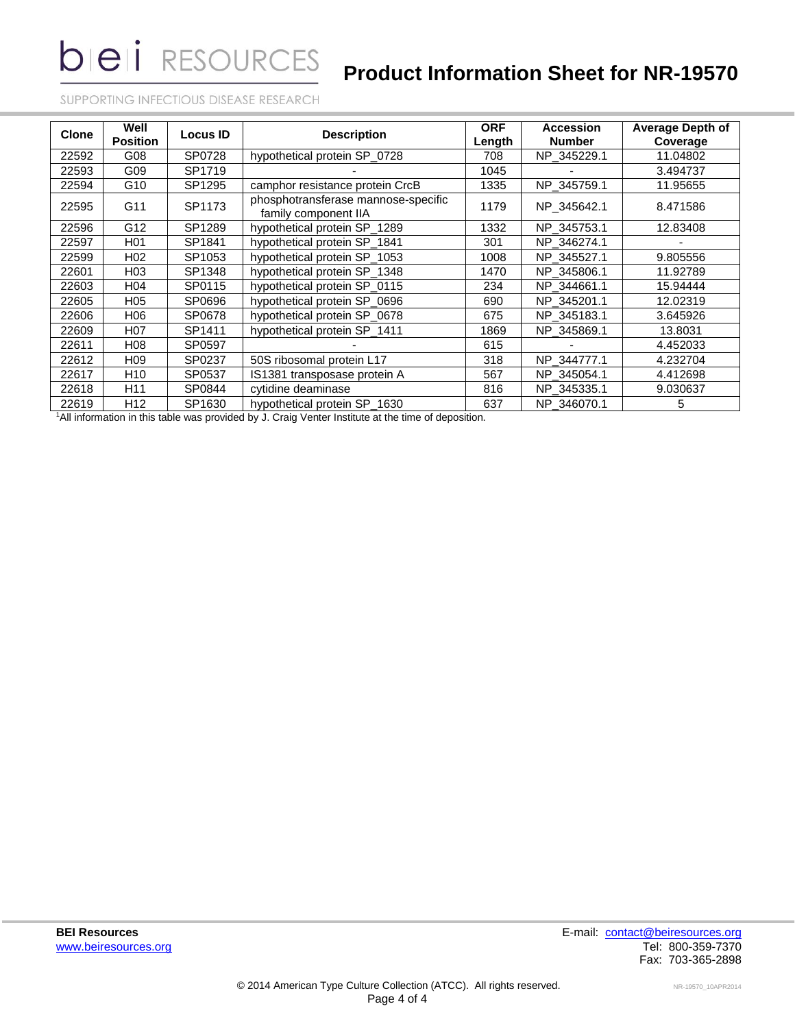| Clone | Well Position | Locus ID | Description | ORF Length | Accession Number | Average Depth of Coverage |
|---|---|---|---|---|---|---|
| 22592 | G08 | SP0728 | hypothetical protein SP_0728 | 708 | NP_345229.1 | 11.04802 |
| 22593 | G09 | SP1719 | - | 1045 | - | 3.494737 |
| 22594 | G10 | SP1295 | camphor resistance protein CrcB | 1335 | NP_345759.1 | 11.95655 |
| 22595 | G11 | SP1173 | phosphotransferase mannose-specific family component IIA | 1179 | NP_345642.1 | 8.471586 |
| 22596 | G12 | SP1289 | hypothetical protein SP_1289 | 1332 | NP_345753.1 | 12.83408 |
| 22597 | H01 | SP1841 | hypothetical protein SP_1841 | 301 | NP_346274.1 | - |
| 22599 | H02 | SP1053 | hypothetical protein SP_1053 | 1008 | NP_345527.1 | 9.805556 |
| 22601 | H03 | SP1348 | hypothetical protein SP_1348 | 1470 | NP_345806.1 | 11.92789 |
| 22603 | H04 | SP0115 | hypothetical protein SP_0115 | 234 | NP_344661.1 | 15.94444 |
| 22605 | H05 | SP0696 | hypothetical protein SP_0696 | 690 | NP_345201.1 | 12.02319 |
| 22606 | H06 | SP0678 | hypothetical protein SP_0678 | 675 | NP_345183.1 | 3.645926 |
| 22609 | H07 | SP1411 | hypothetical protein SP_1411 | 1869 | NP_345869.1 | 13.8031 |
| 22611 | H08 | SP0597 | - | 615 | - | 4.452033 |
| 22612 | H09 | SP0237 | 50S ribosomal protein L17 | 318 | NP_344777.1 | 4.232704 |
| 22617 | H10 | SP0537 | IS1381 transposase protein A | 567 | NP_345054.1 | 4.412698 |
| 22618 | H11 | SP0844 | cytidine deaminase | 816 | NP_345335.1 | 9.030637 |
| 22619 | H12 | SP1630 | hypothetical protein SP_1630 | 637 | NP_346070.1 | 5 |

[1]All information in this table was provided by J. Craig Venter Institute at the time of deposition.

**BEI Resources**
www.beiresources.org

E-mail: contact@beiresources.org
Tel: 800-359-7370
Fax: 703-365-2898

© 2014 American Type Culture Collection (ATCC). All rights reserved.

NR-19570_10APR2014